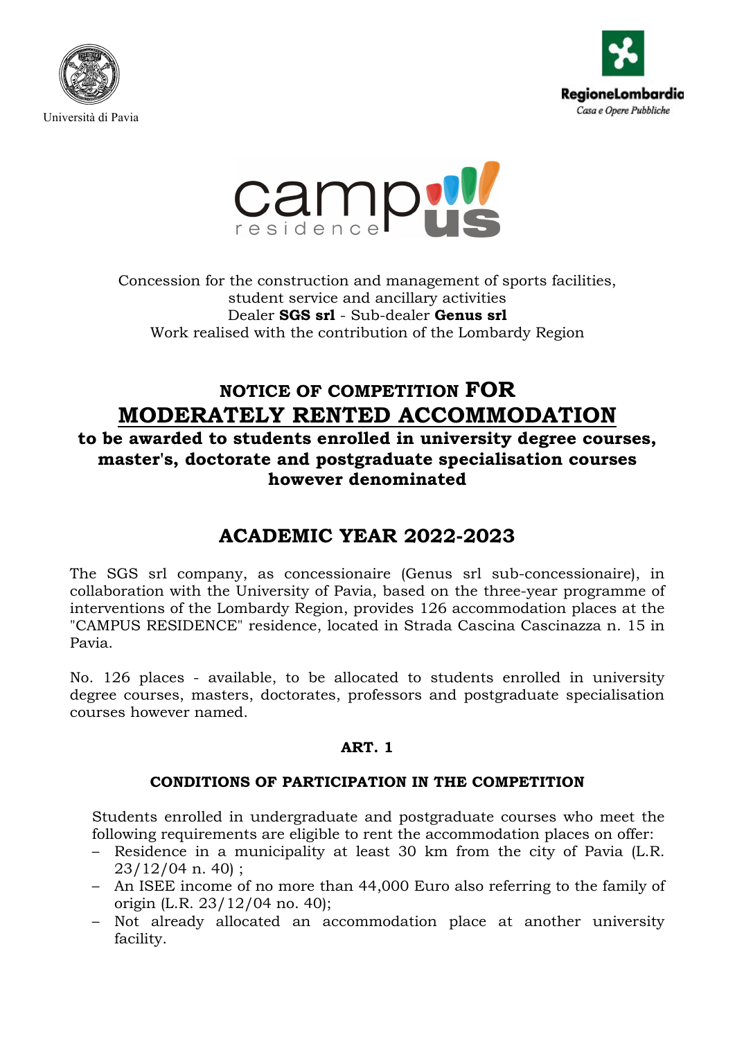Università di Pavia

RegioneLombardia
Casa e Opere Pubbliche

Concession for the construction and management of sports facilities,
student service and ancillary activities
Dealer **SGS srl** - Sub-dealer **Genus srl**
Work realised with the contribution of the Lombardy Region

# NOTICE OF COMPETITION FOR MODERATELY RENTED ACCOMMODATION

## to be awarded to students enrolled in university degree courses, master's, doctorate and postgraduate specialisation courses however denominated

# ACADEMIC YEAR 2022-2023

The SGS srl company, as concessionaire (Genus srl sub-concessionaire), in collaboration with the University of Pavia, based on the three-year programme of interventions of the Lombardy Region, provides 126 accommodation places at the "CAMPUS RESIDENCE" residence, located in Strada Cascina Cascinazza n. 15 in Pavia.

No. 126 places - available, to be allocated to students enrolled in university degree courses, masters, doctorates, professors and postgraduate specialisation courses however named.

### ART. 1

### CONDITIONS OF PARTICIPATION IN THE COMPETITION

Students enrolled in undergraduate and postgraduate courses who meet the following requirements are eligible to rent the accommodation places on offer:

- Residence in a municipality at least 30 km from the city of Pavia (L.R. 23/12/04 n. 40) ;
- An ISEE income of no more than 44,000 Euro also referring to the family of origin (L.R. 23/12/04 no. 40);
- Not already allocated an accommodation place at another university facility.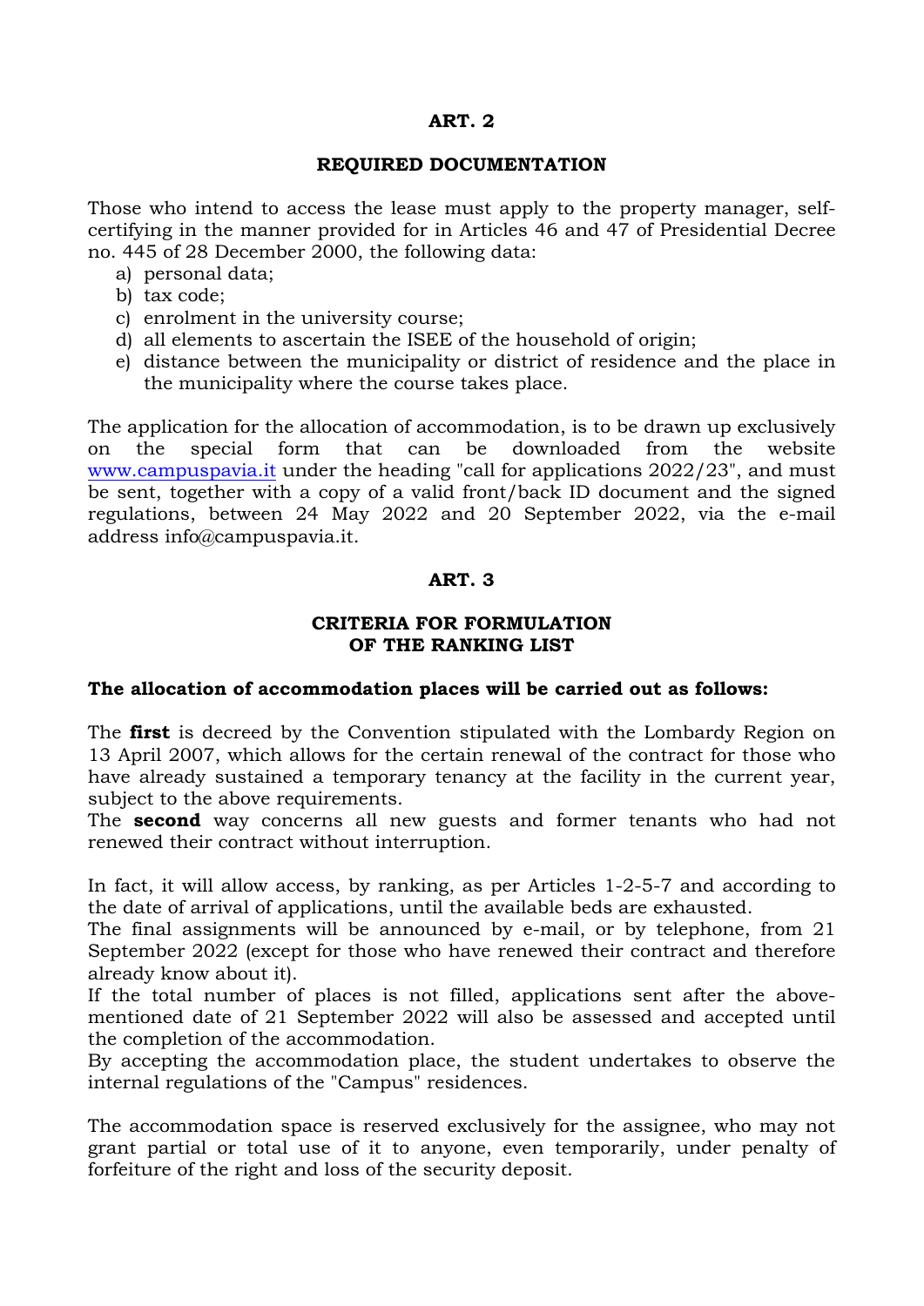## ART. 2

## REQUIRED DOCUMENTATION

Those who intend to access the lease must apply to the property manager, self-certifying in the manner provided for in Articles 46 and 47 of Presidential Decree no. 445 of 28 December 2000, the following data:

a) personal data;
b) tax code;
c) enrolment in the university course;
d) all elements to ascertain the ISEE of the household of origin;
e) distance between the municipality or district of residence and the place in the municipality where the course takes place.

The application for the allocation of accommodation, is to be drawn up exclusively on the special form that can be downloaded from the website www.campuspavia.it under the heading "call for applications 2022/23", and must be sent, together with a copy of a valid front/back ID document and the signed regulations, between 24 May 2022 and 20 September 2022, via the e-mail address info@campuspavia.it.

## ART. 3

## CRITERIA FOR FORMULATION OF THE RANKING LIST

**The allocation of accommodation places will be carried out as follows:**

The **first** is decreed by the Convention stipulated with the Lombardy Region on 13 April 2007, which allows for the certain renewal of the contract for those who have already sustained a temporary tenancy at the facility in the current year, subject to the above requirements.
The **second** way concerns all new guests and former tenants who had not renewed their contract without interruption.

In fact, it will allow access, by ranking, as per Articles 1-2-5-7 and according to the date of arrival of applications, until the available beds are exhausted.
The final assignments will be announced by e-mail, or by telephone, from 21 September 2022 (except for those who have renewed their contract and therefore already know about it).
If the total number of places is not filled, applications sent after the above-mentioned date of 21 September 2022 will also be assessed and accepted until the completion of the accommodation.
By accepting the accommodation place, the student undertakes to observe the internal regulations of the "Campus" residences.

The accommodation space is reserved exclusively for the assignee, who may not grant partial or total use of it to anyone, even temporarily, under penalty of forfeiture of the right and loss of the security deposit.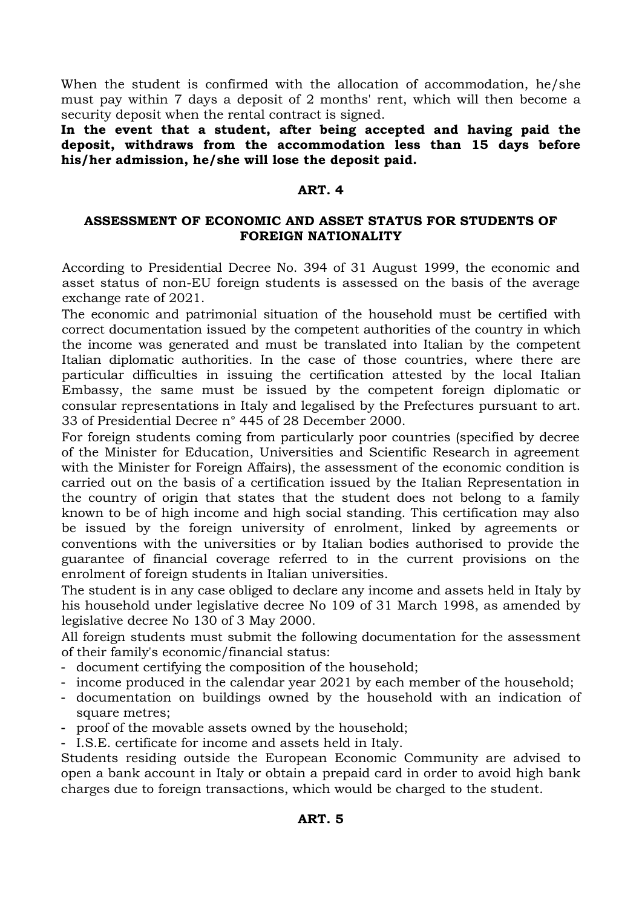When the student is confirmed with the allocation of accommodation, he/she must pay within 7 days a deposit of 2 months' rent, which will then become a security deposit when the rental contract is signed.

**In the event that a student, after being accepted and having paid the deposit, withdraws from the accommodation less than 15 days before his/her admission, he/she will lose the deposit paid.**

## ART. 4

### ASSESSMENT OF ECONOMIC AND ASSET STATUS FOR STUDENTS OF FOREIGN NATIONALITY

According to Presidential Decree No. 394 of 31 August 1999, the economic and asset status of non-EU foreign students is assessed on the basis of the average exchange rate of 2021.

The economic and patrimonial situation of the household must be certified with correct documentation issued by the competent authorities of the country in which the income was generated and must be translated into Italian by the competent Italian diplomatic authorities. In the case of those countries, where there are particular difficulties in issuing the certification attested by the local Italian Embassy, the same must be issued by the competent foreign diplomatic or consular representations in Italy and legalised by the Prefectures pursuant to art. 33 of Presidential Decree n° 445 of 28 December 2000.

For foreign students coming from particularly poor countries (specified by decree of the Minister for Education, Universities and Scientific Research in agreement with the Minister for Foreign Affairs), the assessment of the economic condition is carried out on the basis of a certification issued by the Italian Representation in the country of origin that states that the student does not belong to a family known to be of high income and high social standing. This certification may also be issued by the foreign university of enrolment, linked by agreements or conventions with the universities or by Italian bodies authorised to provide the guarantee of financial coverage referred to in the current provisions on the enrolment of foreign students in Italian universities.

The student is in any case obliged to declare any income and assets held in Italy by his household under legislative decree No 109 of 31 March 1998, as amended by legislative decree No 130 of 3 May 2000.

All foreign students must submit the following documentation for the assessment of their family's economic/financial status:

- document certifying the composition of the household;
- income produced in the calendar year 2021 by each member of the household;
- documentation on buildings owned by the household with an indication of square metres;
- proof of the movable assets owned by the household;
- I.S.E. certificate for income and assets held in Italy.

Students residing outside the European Economic Community are advised to open a bank account in Italy or obtain a prepaid card in order to avoid high bank charges due to foreign transactions, which would be charged to the student.

## ART. 5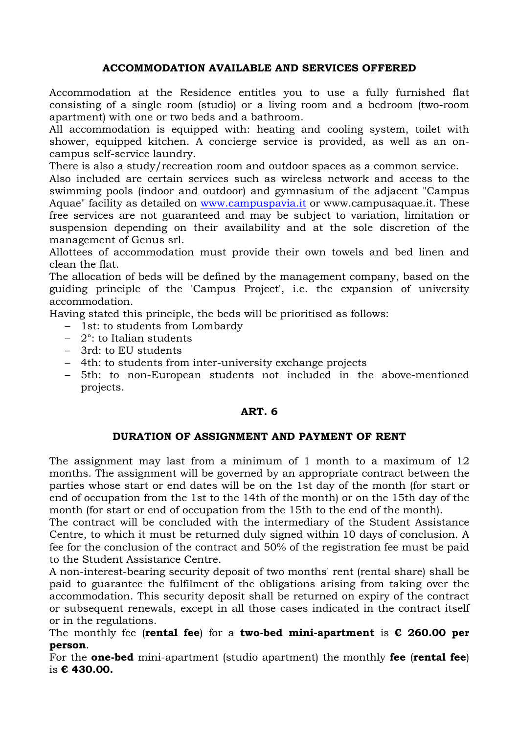### ACCOMMODATION AVAILABLE AND SERVICES OFFERED

Accommodation at the Residence entitles you to use a fully furnished flat consisting of a single room (studio) or a living room and a bedroom (two-room apartment) with one or two beds and a bathroom.
All accommodation is equipped with: heating and cooling system, toilet with shower, equipped kitchen. A concierge service is provided, as well as an on-campus self-service laundry.
There is also a study/recreation room and outdoor spaces as a common service.
Also included are certain services such as wireless network and access to the swimming pools (indoor and outdoor) and gymnasium of the adjacent "Campus Aquae" facility as detailed on [www.campuspavia.it](http://www.campuspavia.it) or www.campusaquae.it. These free services are not guaranteed and may be subject to variation, limitation or suspension depending on their availability and at the sole discretion of the management of Genus srl.
Allottees of accommodation must provide their own towels and bed linen and clean the flat.
The allocation of beds will be defined by the management company, based on the guiding principle of the 'Campus Project', i.e. the expansion of university accommodation.
Having stated this principle, the beds will be prioritised as follows:

- 1st: to students from Lombardy
- 2°: to Italian students
- 3rd: to EU students
- 4th: to students from inter-university exchange projects
- 5th: to non-European students not included in the above-mentioned projects.

## ART. 6

### DURATION OF ASSIGNMENT AND PAYMENT OF RENT

The assignment may last from a minimum of 1 month to a maximum of 12 months. The assignment will be governed by an appropriate contract between the parties whose start or end dates will be on the 1st day of the month (for start or end of occupation from the 1st to the 14th of the month) or on the 15th day of the month (for start or end of occupation from the 15th to the end of the month).
The contract will be concluded with the intermediary of the Student Assistance Centre, to which it must be returned duly signed within 10 days of conclusion. A fee for the conclusion of the contract and 50% of the registration fee must be paid to the Student Assistance Centre.
A non-interest-bearing security deposit of two months' rent (rental share) shall be paid to guarantee the fulfilment of the obligations arising from taking over the accommodation. This security deposit shall be returned on expiry of the contract or subsequent renewals, except in all those cases indicated in the contract itself or in the regulations.
The monthly fee (**rental fee**) for a **two-bed mini-apartment** is **€ 260.00 per person**.
For the **one-bed** mini-apartment (studio apartment) the monthly **fee** (**rental fee**) is **€ 430.00.**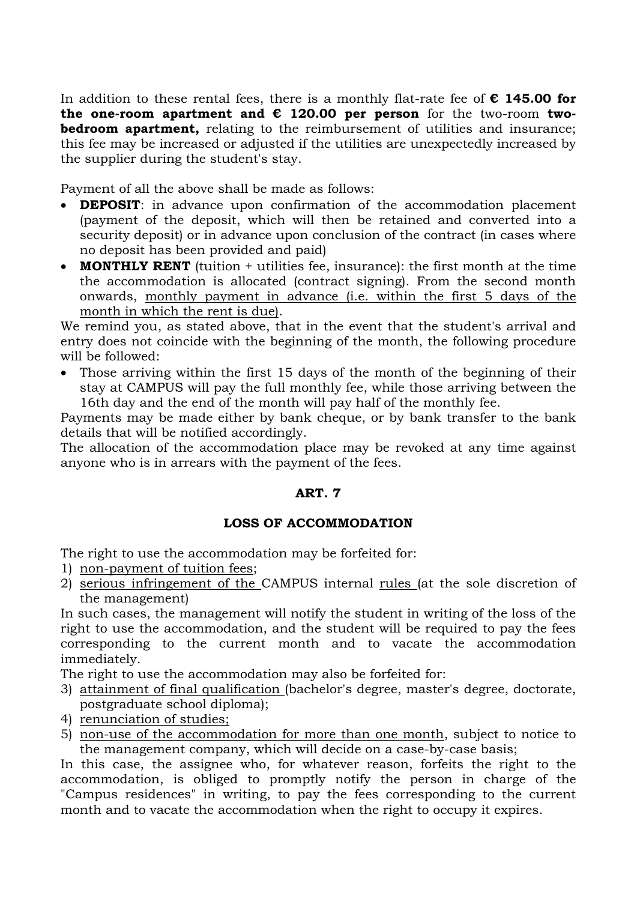In addition to these rental fees, there is a monthly flat-rate fee of **€ 145.00 for the one-room apartment and € 120.00 per person** for the two-room **two-bedroom apartment,** relating to the reimbursement of utilities and insurance; this fee may be increased or adjusted if the utilities are unexpectedly increased by the supplier during the student's stay.

Payment of all the above shall be made as follows:

- **DEPOSIT**: in advance upon confirmation of the accommodation placement (payment of the deposit, which will then be retained and converted into a security deposit) or in advance upon conclusion of the contract (in cases where no deposit has been provided and paid)
- **MONTHLY RENT** (tuition + utilities fee, insurance): the first month at the time the accommodation is allocated (contract signing). From the second month onwards, monthly payment in advance (i.e. within the first 5 days of the month in which the rent is due).

We remind you, as stated above, that in the event that the student's arrival and entry does not coincide with the beginning of the month, the following procedure will be followed:

- Those arriving within the first 15 days of the month of the beginning of their stay at CAMPUS will pay the full monthly fee, while those arriving between the 16th day and the end of the month will pay half of the monthly fee.

Payments may be made either by bank cheque, or by bank transfer to the bank details that will be notified accordingly.

The allocation of the accommodation place may be revoked at any time against anyone who is in arrears with the payment of the fees.

## ART. 7

## LOSS OF ACCOMMODATION

The right to use the accommodation may be forfeited for:

1) non-payment of tuition fees;
2) serious infringement of the CAMPUS internal rules (at the sole discretion of the management)

In such cases, the management will notify the student in writing of the loss of the right to use the accommodation, and the student will be required to pay the fees corresponding to the current month and to vacate the accommodation immediately.

The right to use the accommodation may also be forfeited for:

3) attainment of final qualification (bachelor's degree, master's degree, doctorate, postgraduate school diploma);
4) renunciation of studies;
5) non-use of the accommodation for more than one month, subject to notice to the management company, which will decide on a case-by-case basis;

In this case, the assignee who, for whatever reason, forfeits the right to the accommodation, is obliged to promptly notify the person in charge of the "Campus residences" in writing, to pay the fees corresponding to the current month and to vacate the accommodation when the right to occupy it expires.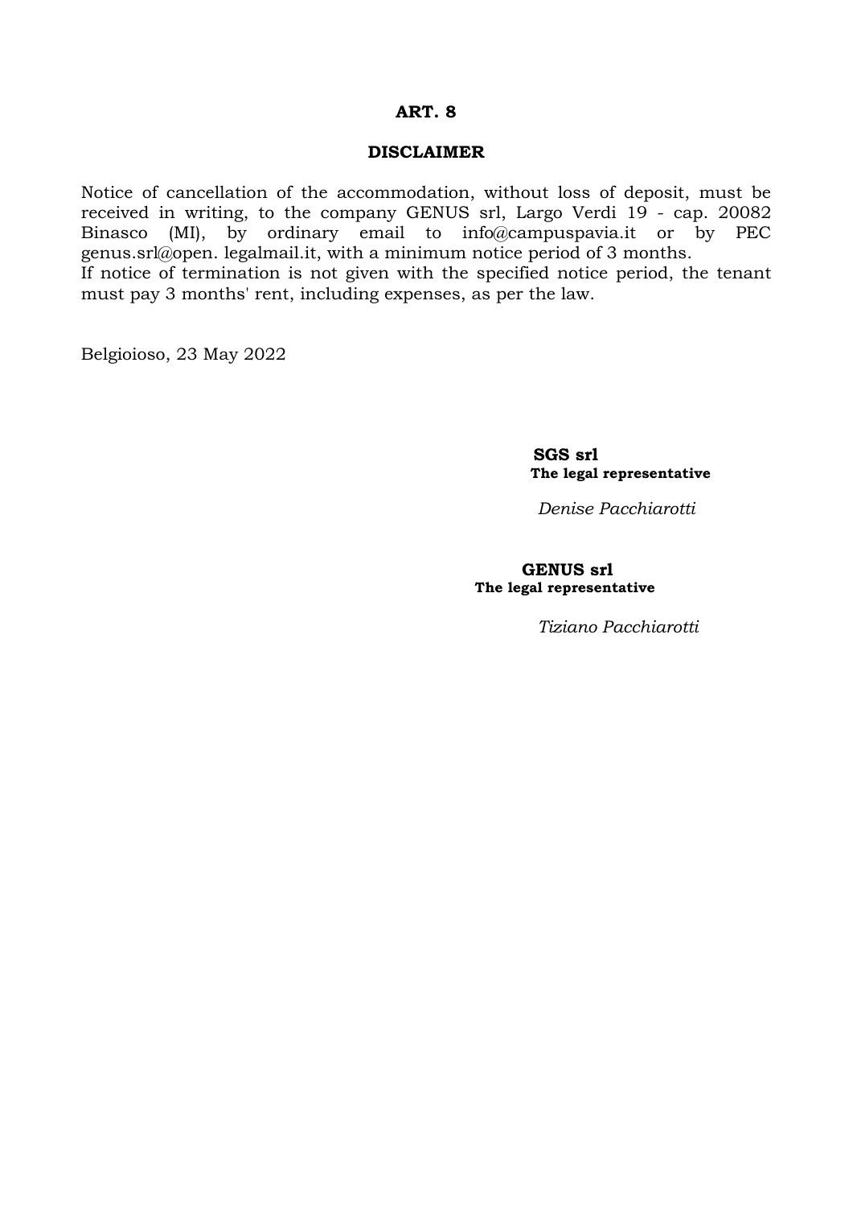## ART. 8

### DISCLAIMER

Notice of cancellation of the accommodation, without loss of deposit, must be received in writing, to the company GENUS srl, Largo Verdi 19 - cap. 20082 Binasco (MI), by ordinary email to info@campuspavia.it or by PEC genus.srl@open. legalmail.it, with a minimum notice period of 3 months.
If notice of termination is not given with the specified notice period, the tenant must pay 3 months' rent, including expenses, as per the law.

Belgioioso, 23 May 2022

**SGS srl**
**The legal representative**

*Denise Pacchiarotti*

**GENUS srl**
**The legal representative**

*Tiziano Pacchiarotti*